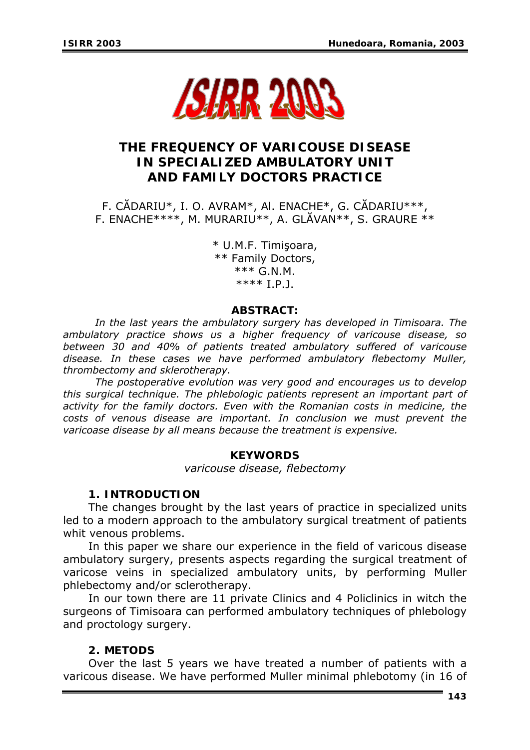# THE FREQUENCY OF VARICOUSE DISEASE IN SPECIALIZED AMBULATORY UNIT AND FAMILY DOCTORS PRACTICE

F. CĂDARIU*, I. O. AVRAM*, Al. ENACHE*, G. CĂDARIU***, F. ENACHE****, M. MURARIU**, A. GLĂVAN**, S. GRAURE **

\* U.M.F. Timişoara,
** Family Doctors,
*** G.N.M.
**** I.P.J.

## ABSTRACT:

*In the last years the ambulatory surgery has developed in Timisoara. The ambulatory practice shows us a higher frequency of varicouse disease, so between 30 and 40% of patients treated ambulatory suffered of varicouse disease. In these cases we have performed ambulatory flebectomy Muller, thrombectomy and sklerotherapy.*

*The postoperative evolution was very good and encourages us to develop this surgical technique. The phlebologic patients represent an important part of activity for the family doctors. Even with the Romanian costs in medicine, the costs of venous disease are important. In conclusion we must prevent the varicoase disease by all means because the treatment is expensive.*

## KEYWORDS

*varicouse disease, flebectomy*

## 1. INTRODUCTION

The changes brought by the last years of practice in specialized units led to a modern approach to the ambulatory surgical treatment of patients whit venous problems.

In this paper we share our experience in the field of varicous disease ambulatory surgery, presents aspects regarding the surgical treatment of varicose veins in specialized ambulatory units, by performing Muller phlebectomy and/or sclerotherapy.

In our town there are 11 private Clinics and 4 Policlinics in witch the surgeons of Timisoara can performed ambulatory techniques of phlebology and proctology surgery.

## 2. METODS

Over the last 5 years we have treated a number of patients with a varicous disease. We have performed Muller minimal phlebotomy (in 16 of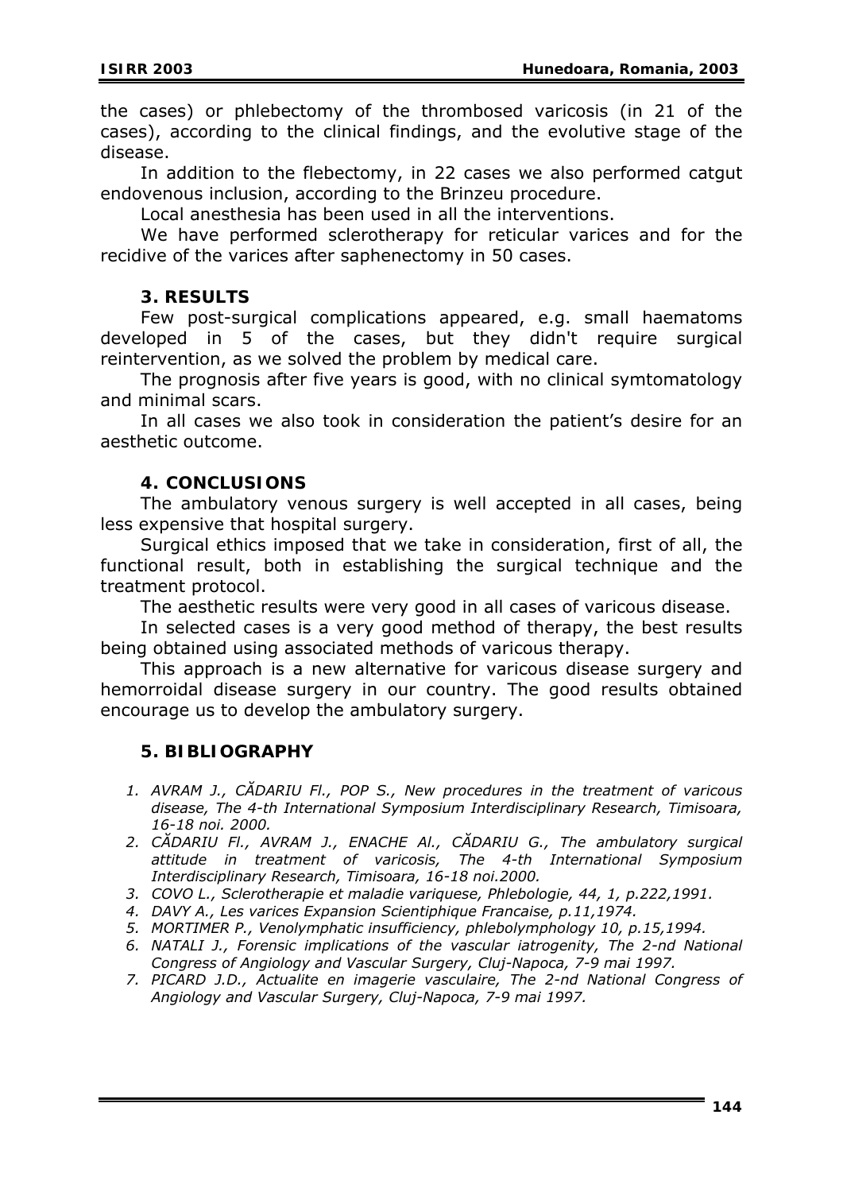the cases) or phlebectomy of the thrombosed varicosis (in 21 of the cases), according to the clinical findings, and the evolutive stage of the disease.

In addition to the flebectomy, in 22 cases we also performed catgut endovenous inclusion, according to the Brinzeu procedure.

Local anesthesia has been used in all the interventions.

We have performed sclerotherapy for reticular varices and for the recidive of the varices after saphenectomy in 50 cases.

## 3. RESULTS

Few post-surgical complications appeared, e.g. small haematoms developed in 5 of the cases, but they didn't require surgical reintervention, as we solved the problem by medical care.

The prognosis after five years is good, with no clinical symtomatology and minimal scars.

In all cases we also took in consideration the patient's desire for an aesthetic outcome.

## 4. CONCLUSIONS

The ambulatory venous surgery is well accepted in all cases, being less expensive that hospital surgery.

Surgical ethics imposed that we take in consideration, first of all, the functional result, both in establishing the surgical technique and the treatment protocol.

The aesthetic results were very good in all cases of varicous disease.

In selected cases is a very good method of therapy, the best results being obtained using associated methods of varicous therapy.

This approach is a new alternative for varicous disease surgery and hemorroidal disease surgery in our country. The good results obtained encourage us to develop the ambulatory surgery.

## 5. BIBLIOGRAPHY

1. *AVRAM J., CĂDARIU Fl., POP S., New procedures in the treatment of varicous disease, The 4-th International Symposium Interdisciplinary Research, Timisoara, 16-18 noi. 2000.*
2. *CĂDARIU Fl., AVRAM J., ENACHE Al., CĂDARIU G., The ambulatory surgical attitude in treatment of varicosis, The 4-th International Symposium Interdisciplinary Research, Timisoara, 16-18 noi.2000.*
3. *COVO L., Sclerotherapie et maladie variquese, Phlebologie, 44, 1, p.222,1991.*
4. *DAVY A., Les varices Expansion Scientiphique Francaise, p.11,1974.*
5. *MORTIMER P., Venolymphatic insufficiency, phlebolymphology 10, p.15,1994.*
6. *NATALI J., Forensic implications of the vascular iatrogenity, The 2-nd National Congress of Angiology and Vascular Surgery, Cluj-Napoca, 7-9 mai 1997.*
7. *PICARD J.D., Actualite en imagerie vasculaire, The 2-nd National Congress of Angiology and Vascular Surgery, Cluj-Napoca, 7-9 mai 1997.*